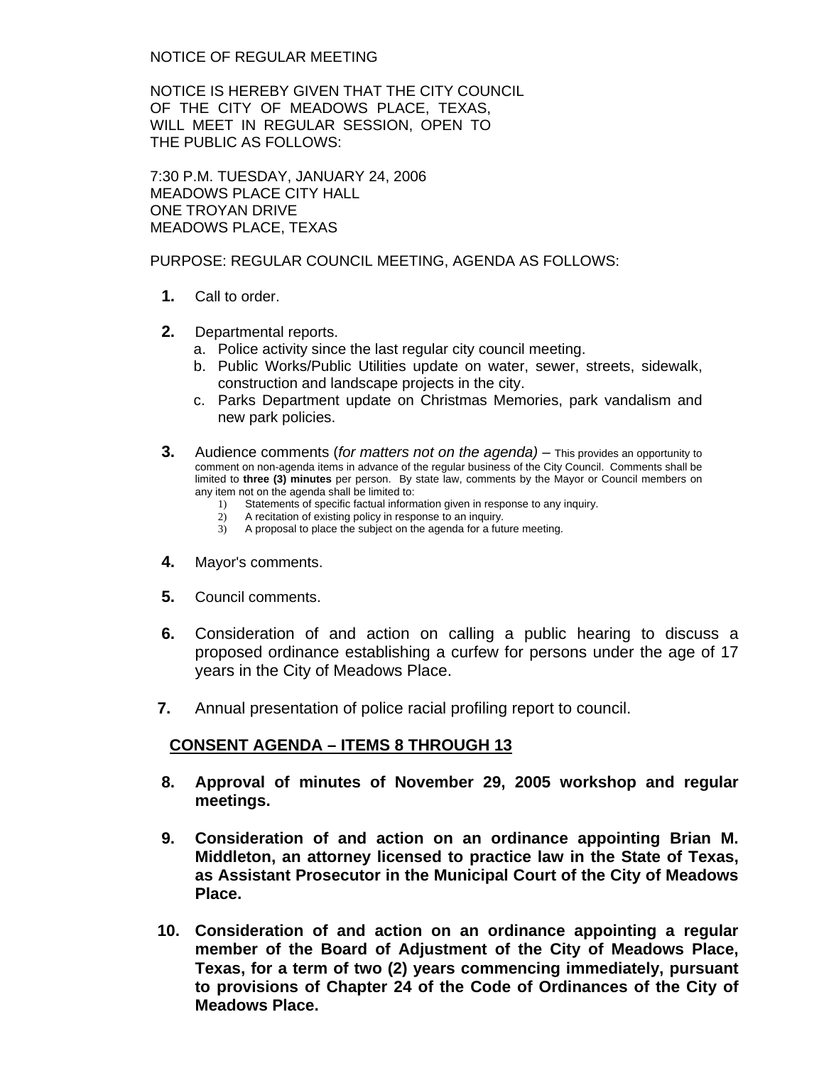NOTICE OF REGULAR MEETING

NOTICE IS HEREBY GIVEN THAT THE CITY COUNCIL OF THE CITY OF MEADOWS PLACE, TEXAS, WILL MEET IN REGULAR SESSION, OPEN TO THE PUBLIC AS FOLLOWS:

7:30 P.M. TUESDAY, JANUARY 24, 2006
MEADOWS PLACE CITY HALL
ONE TROYAN DRIVE
MEADOWS PLACE, TEXAS

PURPOSE: REGULAR COUNCIL MEETING, AGENDA AS FOLLOWS:

**1.** Call to order.

**2.** Departmental reports.
   a. Police activity since the last regular city council meeting.
   b. Public Works/Public Utilities update on water, sewer, streets, sidewalk, construction and landscape projects in the city.
   c. Parks Department update on Christmas Memories, park vandalism and new park policies.

**3.** Audience comments (*for matters not on the agenda)* – This provides an opportunity to comment on non-agenda items in advance of the regular business of the City Council. Comments shall be limited to **three (3) minutes** per person. By state law, comments by the Mayor or Council members on any item not on the agenda shall be limited to:
   1) Statements of specific factual information given in response to any inquiry.
   2) A recitation of existing policy in response to an inquiry.
   3) A proposal to place the subject on the agenda for a future meeting.

**4.** Mayor's comments.

**5.** Council comments.

**6.** Consideration of and action on calling a public hearing to discuss a proposed ordinance establishing a curfew for persons under the age of 17 years in the City of Meadows Place.

**7.** Annual presentation of police racial profiling report to council.

## CONSENT AGENDA – ITEMS 8 THROUGH 13

**8. Approval of minutes of November 29, 2005 workshop and regular meetings.**

**9. Consideration of and action on an ordinance appointing Brian M. Middleton, an attorney licensed to practice law in the State of Texas, as Assistant Prosecutor in the Municipal Court of the City of Meadows Place.**

**10. Consideration of and action on an ordinance appointing a regular member of the Board of Adjustment of the City of Meadows Place, Texas, for a term of two (2) years commencing immediately, pursuant to provisions of Chapter 24 of the Code of Ordinances of the City of Meadows Place.**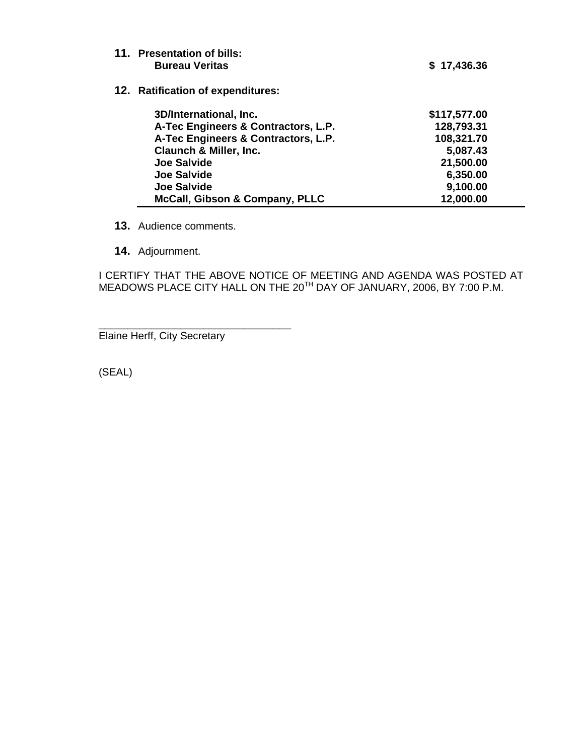11. **Presentation of bills:**
    **Bureau Veritas** **$ 17,436.36**

12. **Ratification of expenditures:**

| | |
|---|---|
| **3D/International, Inc.** | **$117,577.00** |
| **A-Tec Engineers & Contractors, L.P.** | **128,793.31** |
| **A-Tec Engineers & Contractors, L.P.** | **108,321.70** |
| **Claunch & Miller, Inc.** | **5,087.43** |
| **Joe Salvide** | **21,500.00** |
| **Joe Salvide** | **6,350.00** |
| **Joe Salvide** | **9,100.00** |
| **McCall, Gibson & Company, PLLC** | **12,000.00** |

13. Audience comments.

14. Adjournment.

I CERTIFY THAT THE ABOVE NOTICE OF MEETING AND AGENDA WAS POSTED AT MEADOWS PLACE CITY HALL ON THE 20TH DAY OF JANUARY, 2006, BY 7:00 P.M.

________________________________
Elaine Herff, City Secretary

(SEAL)